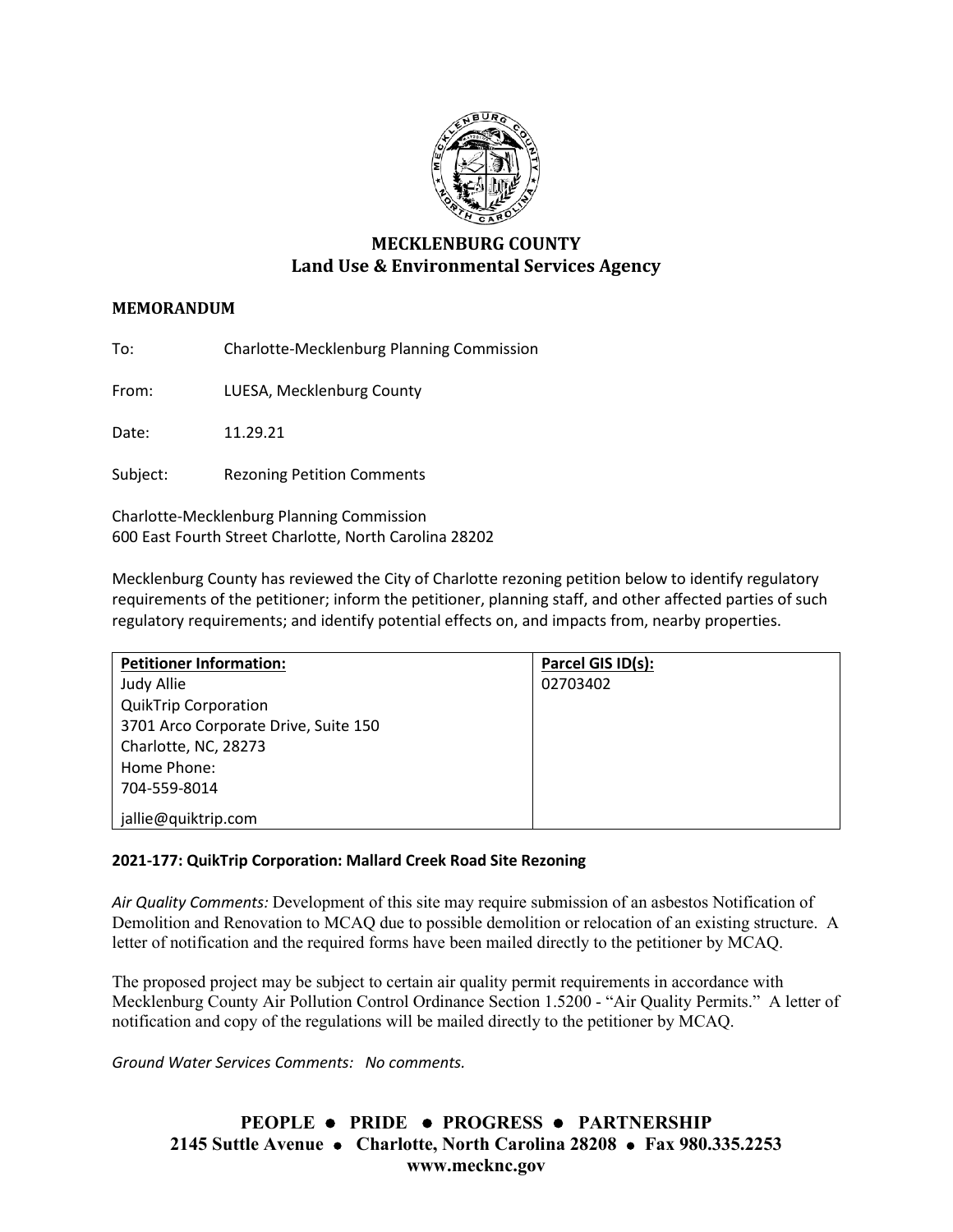## MECKLENBURG COUNTY
## Land Use & Environmental Services Agency

**MEMORANDUM**

To: Charlotte-Mecklenburg Planning Commission

From: LUESA, Mecklenburg County

Date: 11.29.21

Subject: Rezoning Petition Comments

Charlotte-Mecklenburg Planning Commission
600 East Fourth Street Charlotte, North Carolina 28202

Mecklenburg County has reviewed the City of Charlotte rezoning petition below to identify regulatory requirements of the petitioner; inform the petitioner, planning staff, and other affected parties of such regulatory requirements; and identify potential effects on, and impacts from, nearby properties.

| **Petitioner Information:** | **Parcel GIS ID(s):** |
|---|---|
| Judy Allie<br>QuikTrip Corporation<br>3701 Arco Corporate Drive, Suite 150<br>Charlotte, NC, 28273<br>Home Phone:<br>704-559-8014<br>jallie@quiktrip.com | 02703402 |

**2021-177: QuikTrip Corporation: Mallard Creek Road Site Rezoning**

*Air Quality Comments:* Development of this site may require submission of an asbestos Notification of Demolition and Renovation to MCAQ due to possible demolition or relocation of an existing structure. A letter of notification and the required forms have been mailed directly to the petitioner by MCAQ.

The proposed project may be subject to certain air quality permit requirements in accordance with Mecklenburg County Air Pollution Control Ordinance Section 1.5200 - "Air Quality Permits." A letter of notification and copy of the regulations will be mailed directly to the petitioner by MCAQ.

*Ground Water Services Comments: No comments.*

**PEOPLE • PRIDE • PROGRESS • PARTNERSHIP**
**2145 Suttle Avenue • Charlotte, North Carolina 28208 • Fax 980.335.2253**
**www.mecknc.gov**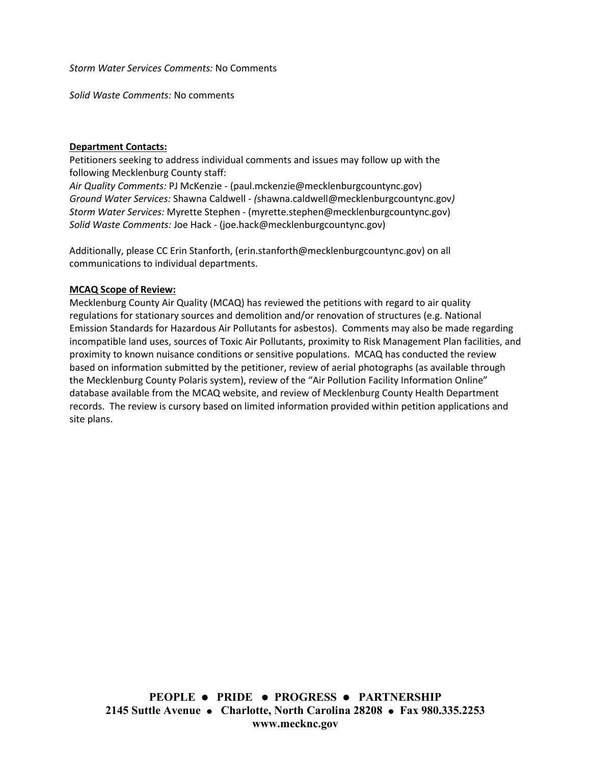*Storm Water Services Comments:* No Comments

*Solid Waste Comments:* No comments

**Department Contacts:**

Petitioners seeking to address individual comments and issues may follow up with the following Mecklenburg County staff:

*Air Quality Comments:* PJ McKenzie - (paul.mckenzie@mecklenburgcountync.gov)
*Ground Water Services:* Shawna Caldwell - *(*shawna.caldwell@mecklenburgcountync.gov*)*
*Storm Water Services:* Myrette Stephen - (myrette.stephen@mecklenburgcountync.gov)
*Solid Waste Comments:* Joe Hack - (joe.hack@mecklenburgcountync.gov)

Additionally, please CC Erin Stanforth, (erin.stanforth@mecklenburgcountync.gov) on all communications to individual departments.

**MCAQ Scope of Review:**

Mecklenburg County Air Quality (MCAQ) has reviewed the petitions with regard to air quality regulations for stationary sources and demolition and/or renovation of structures (e.g. National Emission Standards for Hazardous Air Pollutants for asbestos). Comments may also be made regarding incompatible land uses, sources of Toxic Air Pollutants, proximity to Risk Management Plan facilities, and proximity to known nuisance conditions or sensitive populations. MCAQ has conducted the review based on information submitted by the petitioner, review of aerial photographs (as available through the Mecklenburg County Polaris system), review of the "Air Pollution Facility Information Online" database available from the MCAQ website, and review of Mecklenburg County Health Department records. The review is cursory based on limited information provided within petition applications and site plans.

**PEOPLE • PRIDE • PROGRESS • PARTNERSHIP**
**2145 Suttle Avenue • Charlotte, North Carolina 28208 • Fax 980.335.2253**
**www.mecknc.gov**